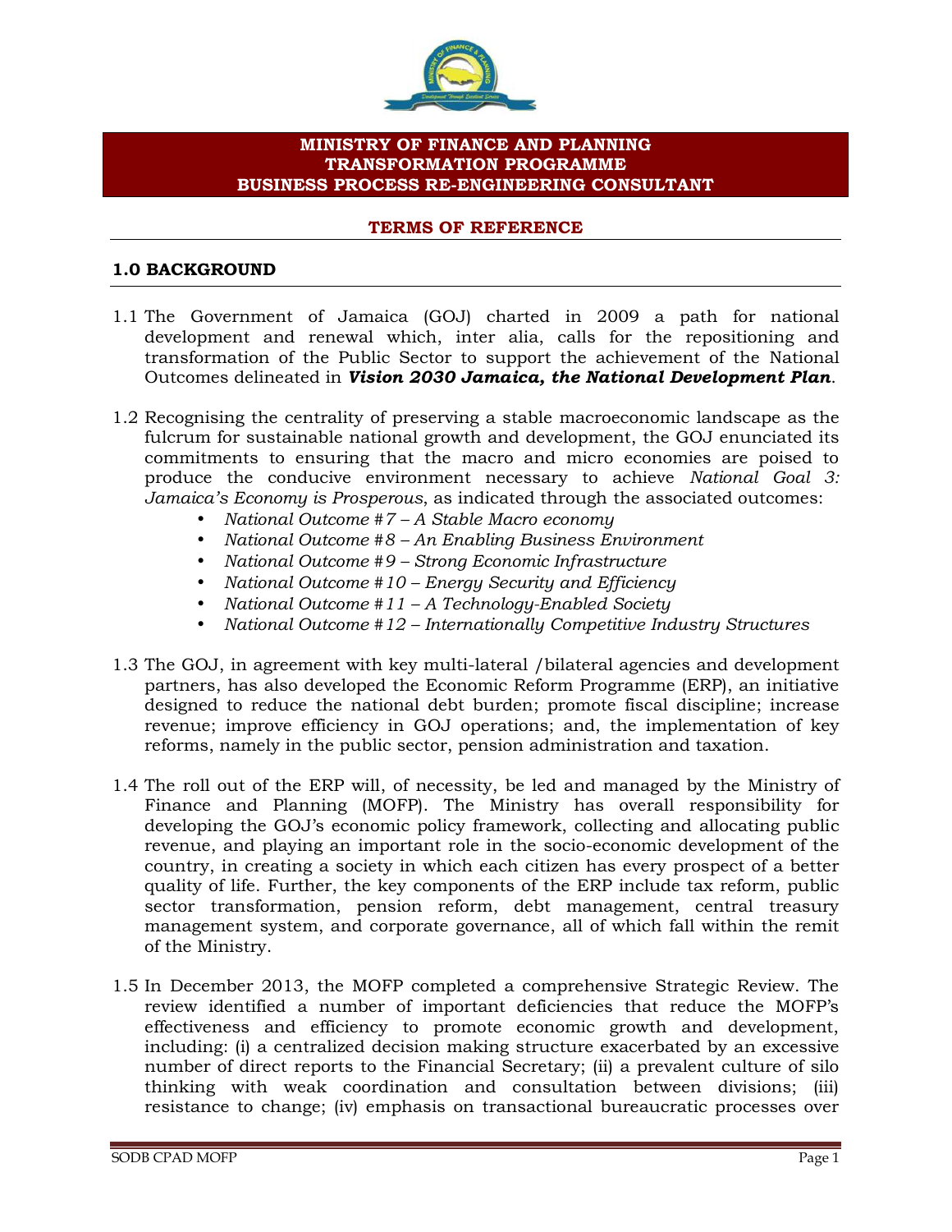# MINISTRY OF FINANCE AND PLANNING
# TRANSFORMATION PROGRAMME
# BUSINESS PROCESS RE-ENGINEERING CONSULTANT

## TERMS OF REFERENCE

## 1.0 BACKGROUND

1.1 The Government of Jamaica (GOJ) charted in 2009 a path for national development and renewal which, inter alia, calls for the repositioning and transformation of the Public Sector to support the achievement of the National Outcomes delineated in ***Vision 2030 Jamaica, the National Development Plan***.

1.2 Recognising the centrality of preserving a stable macroeconomic landscape as the fulcrum for sustainable national growth and development, the GOJ enunciated its commitments to ensuring that the macro and micro economies are poised to produce the conducive environment necessary to achieve *National Goal 3: Jamaica's Economy is Prosperous*, as indicated through the associated outcomes:

- *National Outcome #7 – A Stable Macro economy*
- *National Outcome #8 – An Enabling Business Environment*
- *National Outcome #9 – Strong Economic Infrastructure*
- *National Outcome #10 – Energy Security and Efficiency*
- *National Outcome #11 – A Technology-Enabled Society*
- *National Outcome #12 – Internationally Competitive Industry Structures*

1.3 The GOJ, in agreement with key multi-lateral /bilateral agencies and development partners, has also developed the Economic Reform Programme (ERP), an initiative designed to reduce the national debt burden; promote fiscal discipline; increase revenue; improve efficiency in GOJ operations; and, the implementation of key reforms, namely in the public sector, pension administration and taxation.

1.4 The roll out of the ERP will, of necessity, be led and managed by the Ministry of Finance and Planning (MOFP). The Ministry has overall responsibility for developing the GOJ's economic policy framework, collecting and allocating public revenue, and playing an important role in the socio-economic development of the country, in creating a society in which each citizen has every prospect of a better quality of life. Further, the key components of the ERP include tax reform, public sector transformation, pension reform, debt management, central treasury management system, and corporate governance, all of which fall within the remit of the Ministry.

1.5 In December 2013, the MOFP completed a comprehensive Strategic Review. The review identified a number of important deficiencies that reduce the MOFP's effectiveness and efficiency to promote economic growth and development, including: (i) a centralized decision making structure exacerbated by an excessive number of direct reports to the Financial Secretary; (ii) a prevalent culture of silo thinking with weak coordination and consultation between divisions; (iii) resistance to change; (iv) emphasis on transactional bureaucratic processes over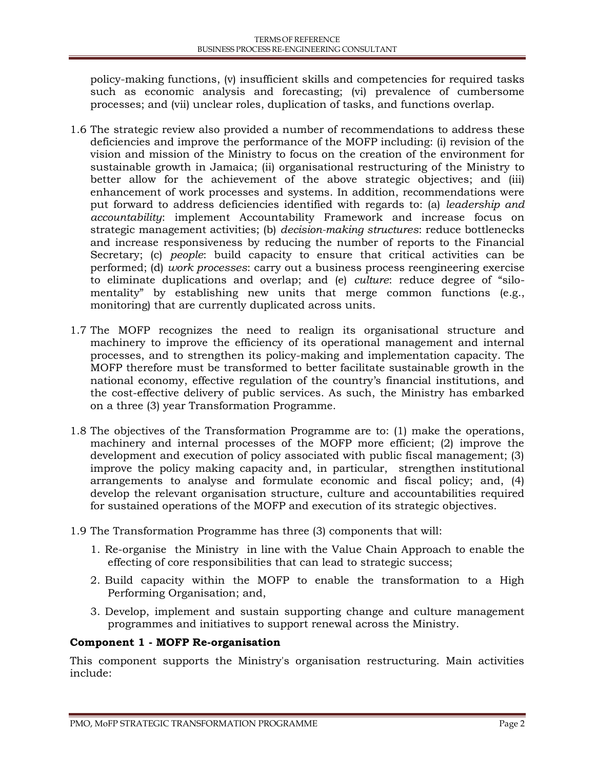policy-making functions, (v) insufficient skills and competencies for required tasks such as economic analysis and forecasting; (vi) prevalence of cumbersome processes; and (vii) unclear roles, duplication of tasks, and functions overlap.

1.6 The strategic review also provided a number of recommendations to address these deficiencies and improve the performance of the MOFP including: (i) revision of the vision and mission of the Ministry to focus on the creation of the environment for sustainable growth in Jamaica; (ii) organisational restructuring of the Ministry to better allow for the achievement of the above strategic objectives; and (iii) enhancement of work processes and systems. In addition, recommendations were put forward to address deficiencies identified with regards to: (a) *leadership and accountability*: implement Accountability Framework and increase focus on strategic management activities; (b) *decision-making structures*: reduce bottlenecks and increase responsiveness by reducing the number of reports to the Financial Secretary; (c) *people*: build capacity to ensure that critical activities can be performed; (d) *work processes*: carry out a business process reengineering exercise to eliminate duplications and overlap; and (e) *culture*: reduce degree of "silo-mentality" by establishing new units that merge common functions (e.g., monitoring) that are currently duplicated across units.

1.7 The MOFP recognizes the need to realign its organisational structure and machinery to improve the efficiency of its operational management and internal processes, and to strengthen its policy-making and implementation capacity. The MOFP therefore must be transformed to better facilitate sustainable growth in the national economy, effective regulation of the country's financial institutions, and the cost-effective delivery of public services. As such, the Ministry has embarked on a three (3) year Transformation Programme.

1.8 The objectives of the Transformation Programme are to: (1) make the operations, machinery and internal processes of the MOFP more efficient; (2) improve the development and execution of policy associated with public fiscal management; (3) improve the policy making capacity and, in particular, strengthen institutional arrangements to analyse and formulate economic and fiscal policy; and, (4) develop the relevant organisation structure, culture and accountabilities required for sustained operations of the MOFP and execution of its strategic objectives.

1.9 The Transformation Programme has three (3) components that will:

1. Re-organise the Ministry in line with the Value Chain Approach to enable the effecting of core responsibilities that can lead to strategic success;
2. Build capacity within the MOFP to enable the transformation to a High Performing Organisation; and,
3. Develop, implement and sustain supporting change and culture management programmes and initiatives to support renewal across the Ministry.

**Component 1 - MOFP Re-organisation**

This component supports the Ministry's organisation restructuring. Main activities include: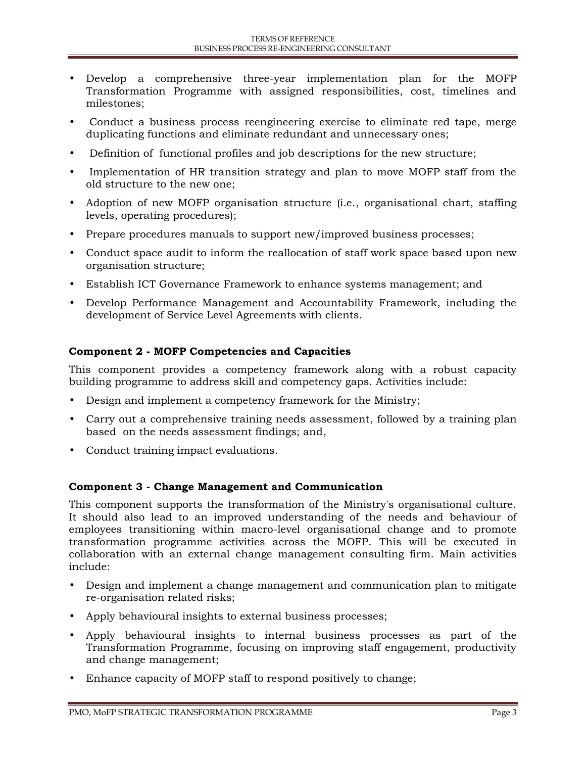- Develop a comprehensive three-year implementation plan for the MOFP Transformation Programme with assigned responsibilities, cost, timelines and milestones;
- Conduct a business process reengineering exercise to eliminate red tape, merge duplicating functions and eliminate redundant and unnecessary ones;
- Definition of functional profiles and job descriptions for the new structure;
- Implementation of HR transition strategy and plan to move MOFP staff from the old structure to the new one;
- Adoption of new MOFP organisation structure (i.e., organisational chart, staffing levels, operating procedures);
- Prepare procedures manuals to support new/improved business processes;
- Conduct space audit to inform the reallocation of staff work space based upon new organisation structure;
- Establish ICT Governance Framework to enhance systems management; and
- Develop Performance Management and Accountability Framework, including the development of Service Level Agreements with clients.

**Component 2 - MOFP Competencies and Capacities**

This component provides a competency framework along with a robust capacity building programme to address skill and competency gaps. Activities include:

- Design and implement a competency framework for the Ministry;
- Carry out a comprehensive training needs assessment, followed by a training plan based on the needs assessment findings; and,
- Conduct training impact evaluations.

**Component 3 - Change Management and Communication**

This component supports the transformation of the Ministry's organisational culture. It should also lead to an improved understanding of the needs and behaviour of employees transitioning within macro-level organisational change and to promote transformation programme activities across the MOFP. This will be executed in collaboration with an external change management consulting firm. Main activities include:

- Design and implement a change management and communication plan to mitigate re-organisation related risks;
- Apply behavioural insights to external business processes;
- Apply behavioural insights to internal business processes as part of the Transformation Programme, focusing on improving staff engagement, productivity and change management;
- Enhance capacity of MOFP staff to respond positively to change;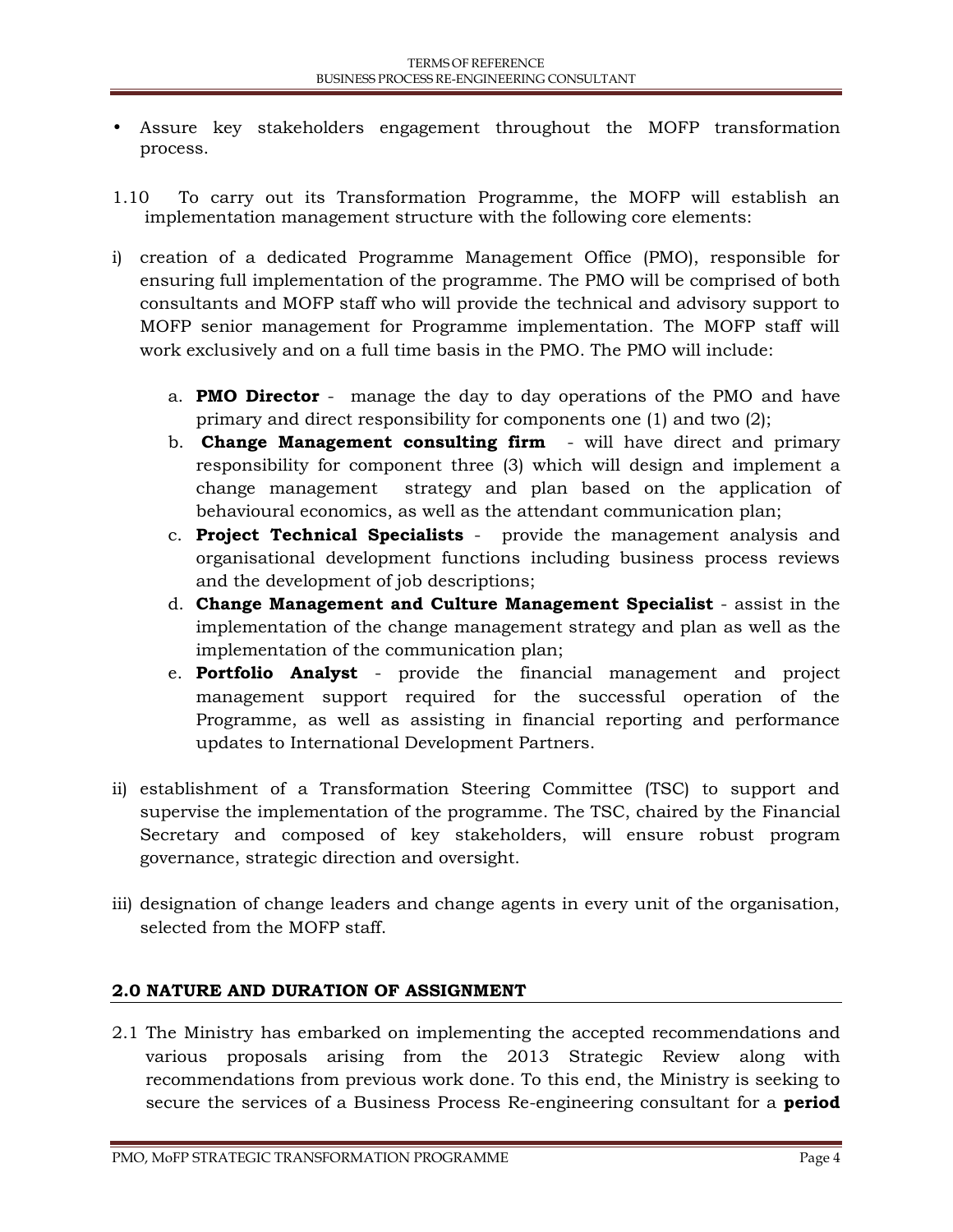- Assure key stakeholders engagement throughout the MOFP transformation process.

1.10 To carry out its Transformation Programme, the MOFP will establish an implementation management structure with the following core elements:

i) creation of a dedicated Programme Management Office (PMO), responsible for ensuring full implementation of the programme. The PMO will be comprised of both consultants and MOFP staff who will provide the technical and advisory support to MOFP senior management for Programme implementation. The MOFP staff will work exclusively and on a full time basis in the PMO. The PMO will include:

   a. **PMO Director** - manage the day to day operations of the PMO and have primary and direct responsibility for components one (1) and two (2);
   b. **Change Management consulting firm** - will have direct and primary responsibility for component three (3) which will design and implement a change management strategy and plan based on the application of behavioural economics, as well as the attendant communication plan;
   c. **Project Technical Specialists** - provide the management analysis and organisational development functions including business process reviews and the development of job descriptions;
   d. **Change Management and Culture Management Specialist** - assist in the implementation of the change management strategy and plan as well as the implementation of the communication plan;
   e. **Portfolio Analyst** - provide the financial management and project management support required for the successful operation of the Programme, as well as assisting in financial reporting and performance updates to International Development Partners.

ii) establishment of a Transformation Steering Committee (TSC) to support and supervise the implementation of the programme. The TSC, chaired by the Financial Secretary and composed of key stakeholders, will ensure robust program governance, strategic direction and oversight.

iii) designation of change leaders and change agents in every unit of the organisation, selected from the MOFP staff.

## 2.0 NATURE AND DURATION OF ASSIGNMENT

2.1 The Ministry has embarked on implementing the accepted recommendations and various proposals arising from the 2013 Strategic Review along with recommendations from previous work done. To this end, the Ministry is seeking to secure the services of a Business Process Re-engineering consultant for a **period**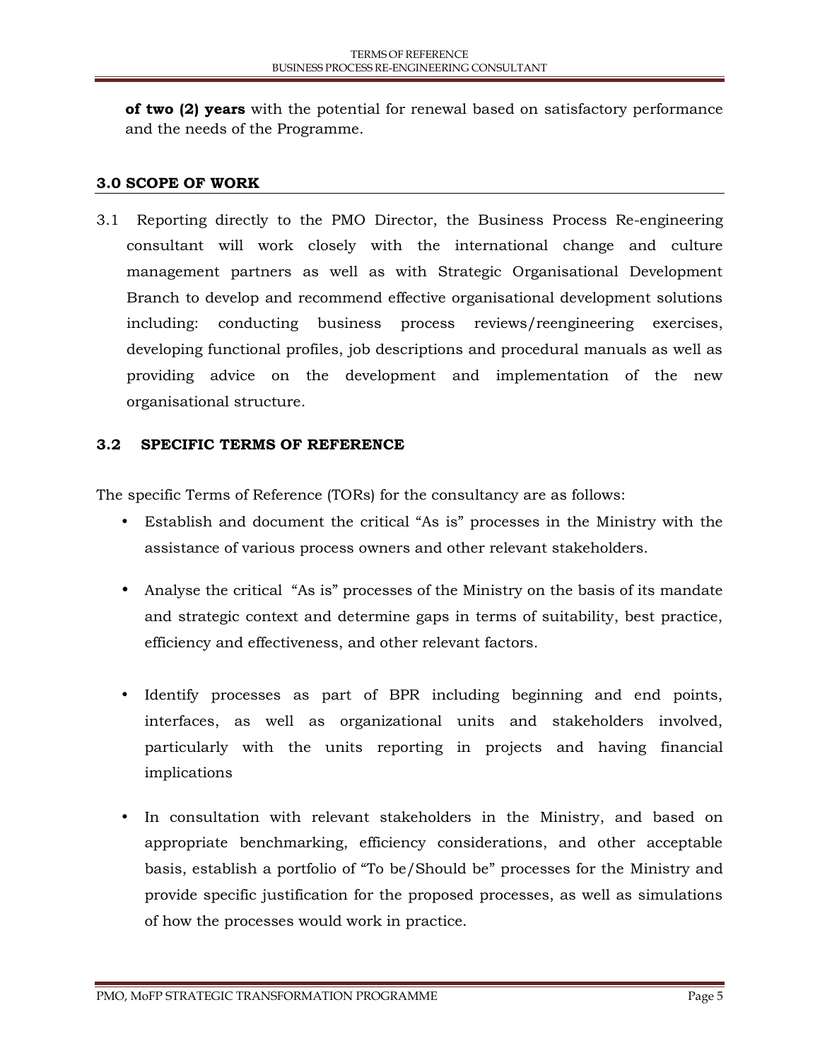**of two (2) years** with the potential for renewal based on satisfactory performance and the needs of the Programme.

## 3.0 SCOPE OF WORK

3.1 Reporting directly to the PMO Director, the Business Process Re-engineering consultant will work closely with the international change and culture management partners as well as with Strategic Organisational Development Branch to develop and recommend effective organisational development solutions including: conducting business process reviews/reengineering exercises, developing functional profiles, job descriptions and procedural manuals as well as providing advice on the development and implementation of the new organisational structure.

### 3.2 SPECIFIC TERMS OF REFERENCE

The specific Terms of Reference (TORs) for the consultancy are as follows:

- Establish and document the critical "As is" processes in the Ministry with the assistance of various process owners and other relevant stakeholders.
- Analyse the critical "As is" processes of the Ministry on the basis of its mandate and strategic context and determine gaps in terms of suitability, best practice, efficiency and effectiveness, and other relevant factors.
- Identify processes as part of BPR including beginning and end points, interfaces, as well as organizational units and stakeholders involved, particularly with the units reporting in projects and having financial implications
- In consultation with relevant stakeholders in the Ministry, and based on appropriate benchmarking, efficiency considerations, and other acceptable basis, establish a portfolio of "To be/Should be" processes for the Ministry and provide specific justification for the proposed processes, as well as simulations of how the processes would work in practice.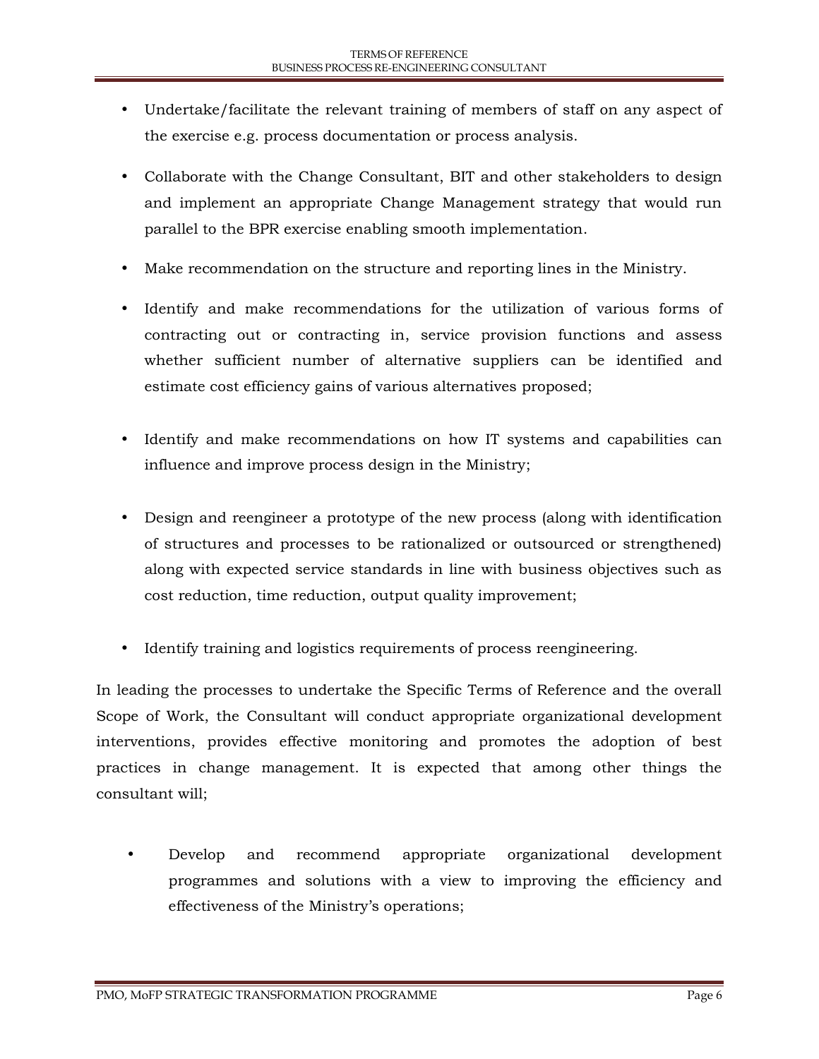- Undertake/facilitate the relevant training of members of staff on any aspect of the exercise e.g. process documentation or process analysis.
- Collaborate with the Change Consultant, BIT and other stakeholders to design and implement an appropriate Change Management strategy that would run parallel to the BPR exercise enabling smooth implementation.
- Make recommendation on the structure and reporting lines in the Ministry.
- Identify and make recommendations for the utilization of various forms of contracting out or contracting in, service provision functions and assess whether sufficient number of alternative suppliers can be identified and estimate cost efficiency gains of various alternatives proposed;
- Identify and make recommendations on how IT systems and capabilities can influence and improve process design in the Ministry;
- Design and reengineer a prototype of the new process (along with identification of structures and processes to be rationalized or outsourced or strengthened) along with expected service standards in line with business objectives such as cost reduction, time reduction, output quality improvement;
- Identify training and logistics requirements of process reengineering.

In leading the processes to undertake the Specific Terms of Reference and the overall Scope of Work, the Consultant will conduct appropriate organizational development interventions, provides effective monitoring and promotes the adoption of best practices in change management. It is expected that among other things the consultant will;

- Develop and recommend appropriate organizational development programmes and solutions with a view to improving the efficiency and effectiveness of the Ministry's operations;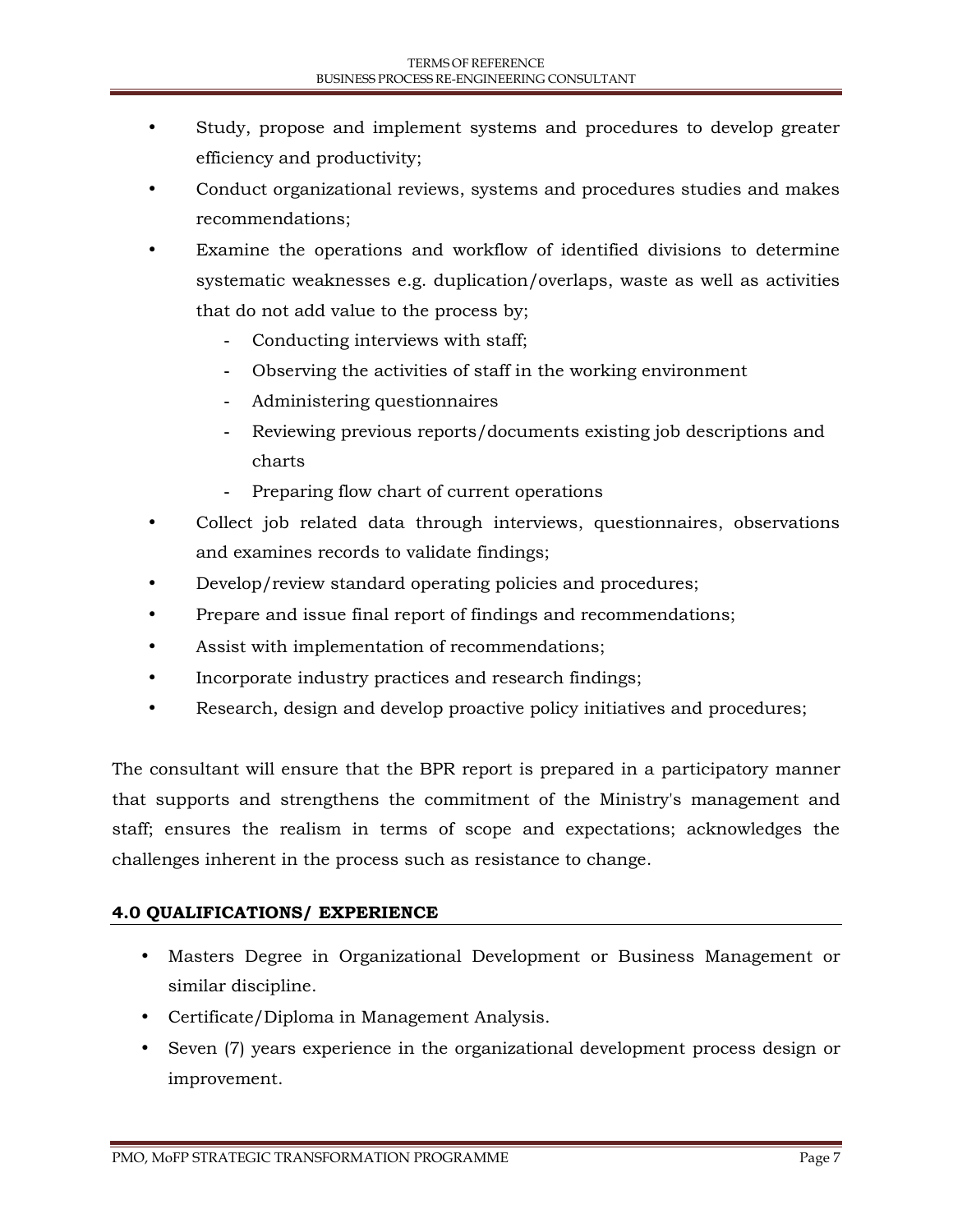- Study, propose and implement systems and procedures to develop greater efficiency and productivity;
- Conduct organizational reviews, systems and procedures studies and makes recommendations;
- Examine the operations and workflow of identified divisions to determine systematic weaknesses e.g. duplication/overlaps, waste as well as activities that do not add value to the process by;
  - Conducting interviews with staff;
  - Observing the activities of staff in the working environment
  - Administering questionnaires
  - Reviewing previous reports/documents existing job descriptions and charts
  - Preparing flow chart of current operations
- Collect job related data through interviews, questionnaires, observations and examines records to validate findings;
- Develop/review standard operating policies and procedures;
- Prepare and issue final report of findings and recommendations;
- Assist with implementation of recommendations;
- Incorporate industry practices and research findings;
- Research, design and develop proactive policy initiatives and procedures;

The consultant will ensure that the BPR report is prepared in a participatory manner that supports and strengthens the commitment of the Ministry's management and staff; ensures the realism in terms of scope and expectations; acknowledges the challenges inherent in the process such as resistance to change.

## 4.0 QUALIFICATIONS/ EXPERIENCE

- Masters Degree in Organizational Development or Business Management or similar discipline.
- Certificate/Diploma in Management Analysis.
- Seven (7) years experience in the organizational development process design or improvement.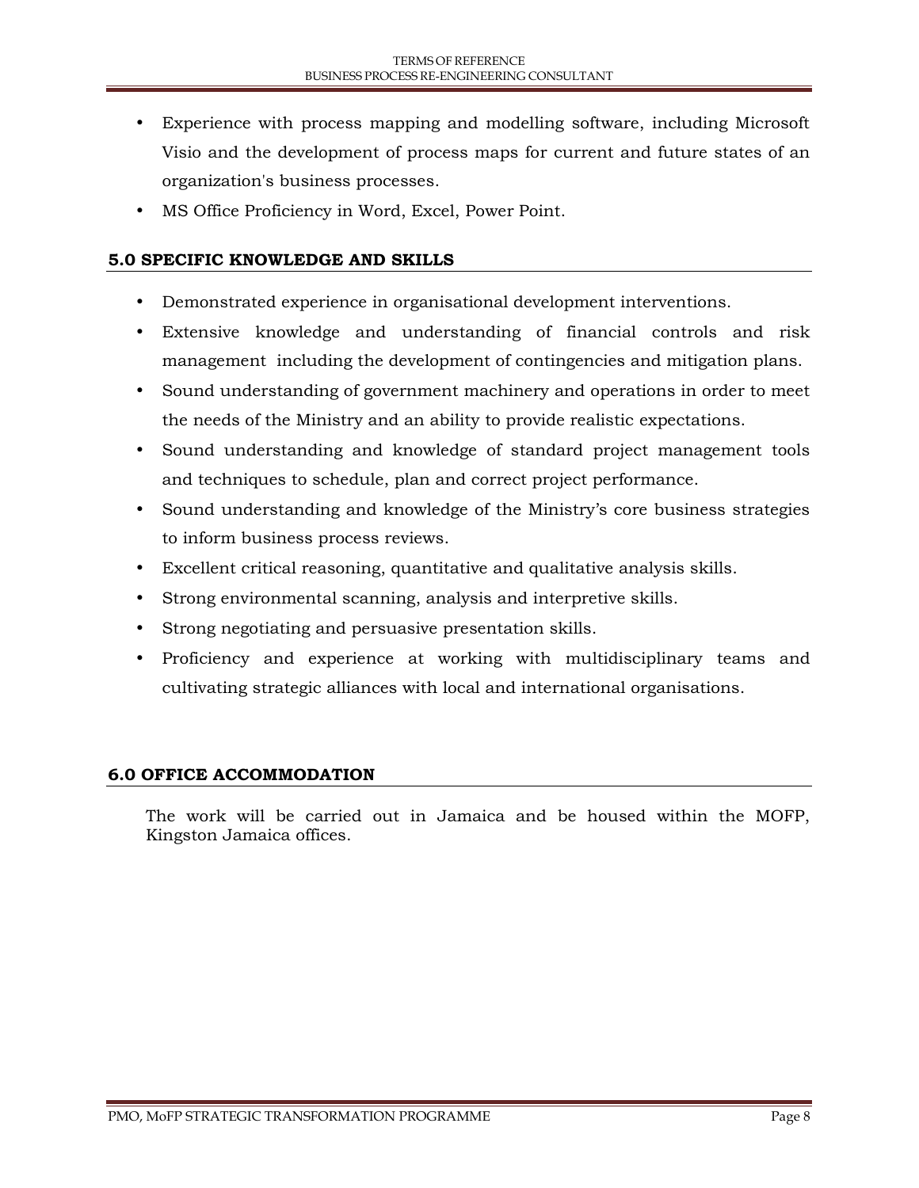- Experience with process mapping and modelling software, including Microsoft Visio and the development of process maps for current and future states of an organization's business processes.
- MS Office Proficiency in Word, Excel, Power Point.

## 5.0 SPECIFIC KNOWLEDGE AND SKILLS

- Demonstrated experience in organisational development interventions.
- Extensive knowledge and understanding of financial controls and risk management including the development of contingencies and mitigation plans.
- Sound understanding of government machinery and operations in order to meet the needs of the Ministry and an ability to provide realistic expectations.
- Sound understanding and knowledge of standard project management tools and techniques to schedule, plan and correct project performance.
- Sound understanding and knowledge of the Ministry's core business strategies to inform business process reviews.
- Excellent critical reasoning, quantitative and qualitative analysis skills.
- Strong environmental scanning, analysis and interpretive skills.
- Strong negotiating and persuasive presentation skills.
- Proficiency and experience at working with multidisciplinary teams and cultivating strategic alliances with local and international organisations.

## 6.0 OFFICE ACCOMMODATION

The work will be carried out in Jamaica and be housed within the MOFP, Kingston Jamaica offices.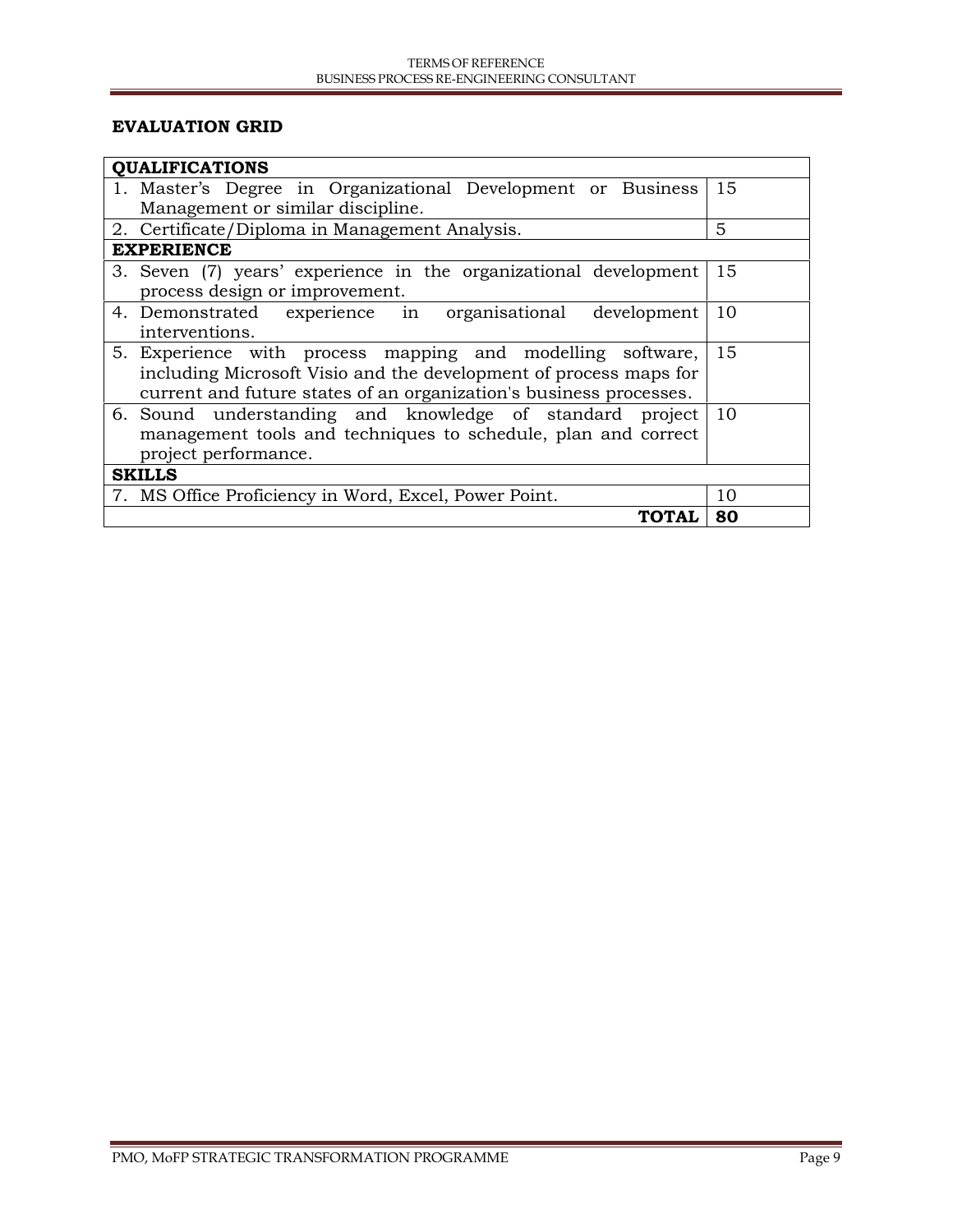## EVALUATION GRID

| | |
|---|---|
| **QUALIFICATIONS** | |
| 1. Master's Degree in Organizational Development or Business Management or similar discipline. | 15 |
| 2. Certificate/Diploma in Management Analysis. | 5 |
| **EXPERIENCE** | |
| 3. Seven (7) years' experience in the organizational development process design or improvement. | 15 |
| 4. Demonstrated experience in organisational development interventions. | 10 |
| 5. Experience with process mapping and modelling software, including Microsoft Visio and the development of process maps for current and future states of an organization's business processes. | 15 |
| 6. Sound understanding and knowledge of standard project management tools and techniques to schedule, plan and correct project performance. | 10 |
| **SKILLS** | |
| 7. MS Office Proficiency in Word, Excel, Power Point. | 10 |
| **TOTAL** | **80** |